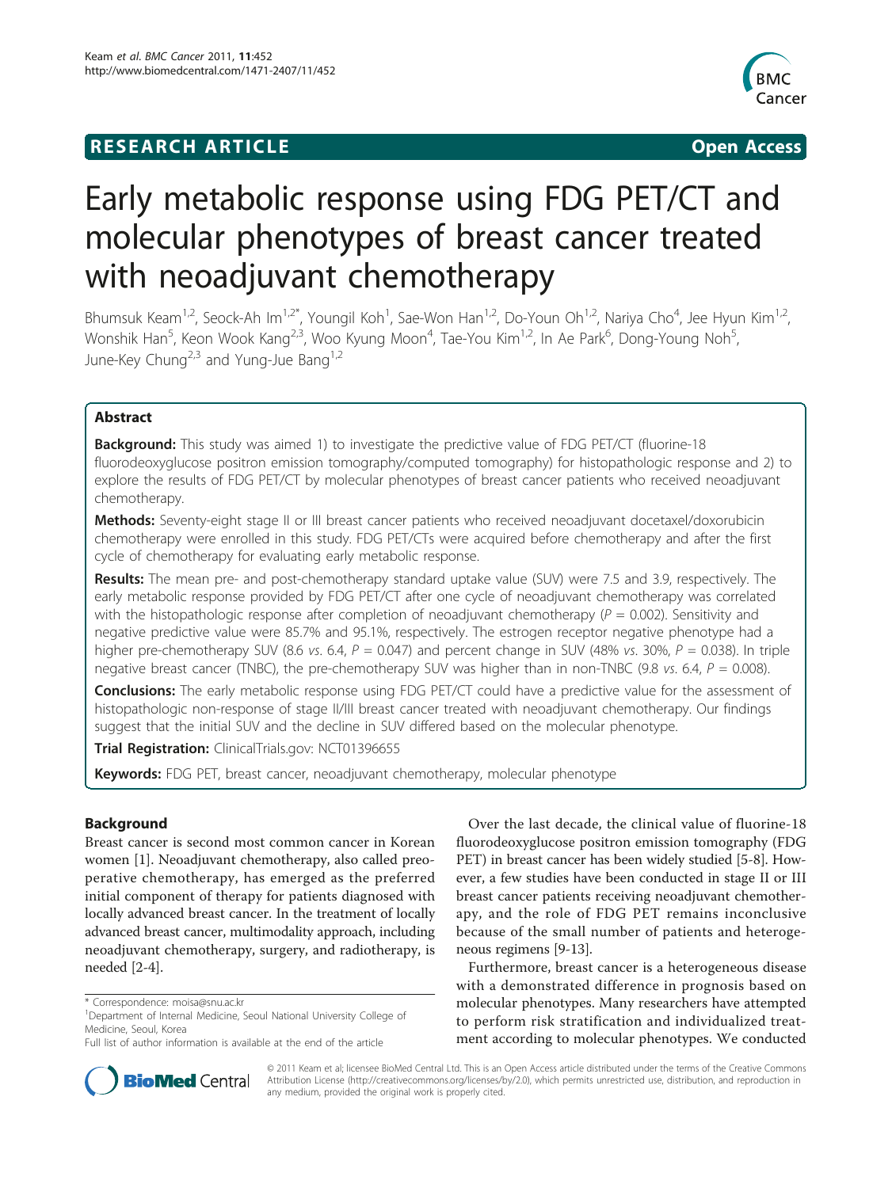**RESEARCH ARTICLE** **Open Access**

# Early metabolic response using FDG PET/CT and molecular phenotypes of breast cancer treated with neoadjuvant chemotherapy

Bhumsuk Keam[1,2], Seock-Ah Im[1,2*], Youngil Koh[1], Sae-Won Han[1,2], Do-Youn Oh[1,2], Nariya Cho[4], Jee Hyun Kim[1,2], Wonshik Han[5], Keon Wook Kang[2,3], Woo Kyung Moon[4], Tae-You Kim[1,2], In Ae Park[6], Dong-Young Noh[5], June-Key Chung[2,3] and Yung-Jue Bang[1,2]

## Abstract

**Background:** This study was aimed 1) to investigate the predictive value of FDG PET/CT (fluorine-18 fluorodeoxyglucose positron emission tomography/computed tomography) for histopathologic response and 2) to explore the results of FDG PET/CT by molecular phenotypes of breast cancer patients who received neoadjuvant chemotherapy.

**Methods:** Seventy-eight stage II or III breast cancer patients who received neoadjuvant docetaxel/doxorubicin chemotherapy were enrolled in this study. FDG PET/CTs were acquired before chemotherapy and after the first cycle of chemotherapy for evaluating early metabolic response.

**Results:** The mean pre- and post-chemotherapy standard uptake value (SUV) were 7.5 and 3.9, respectively. The early metabolic response provided by FDG PET/CT after one cycle of neoadjuvant chemotherapy was correlated with the histopathologic response after completion of neoadjuvant chemotherapy ($P = 0.002$). Sensitivity and negative predictive value were 85.7% and 95.1%, respectively. The estrogen receptor negative phenotype had a higher pre-chemotherapy SUV (8.6 *vs.* 6.4, $P = 0.047$) and percent change in SUV (48% *vs.* 30%, $P = 0.038$). In triple negative breast cancer (TNBC), the pre-chemotherapy SUV was higher than in non-TNBC (9.8 *vs.* 6.4, $P = 0.008$).

**Conclusions:** The early metabolic response using FDG PET/CT could have a predictive value for the assessment of histopathologic non-response of stage II/III breast cancer treated with neoadjuvant chemotherapy. Our findings suggest that the initial SUV and the decline in SUV differed based on the molecular phenotype.

**Trial Registration:** ClinicalTrials.gov: NCT01396655

**Keywords:** FDG PET, breast cancer, neoadjuvant chemotherapy, molecular phenotype

## Background

Breast cancer is second most common cancer in Korean women [1]. Neoadjuvant chemotherapy, also called preoperative chemotherapy, has emerged as the preferred initial component of therapy for patients diagnosed with locally advanced breast cancer. In the treatment of locally advanced breast cancer, multimodality approach, including neoadjuvant chemotherapy, surgery, and radiotherapy, is needed [2-4].

Over the last decade, the clinical value of fluorine-18 fluorodeoxyglucose positron emission tomography (FDG PET) in breast cancer has been widely studied [5-8]. However, a few studies have been conducted in stage II or III breast cancer patients receiving neoadjuvant chemotherapy, and the role of FDG PET remains inconclusive because of the small number of patients and heterogeneous regimens [9-13].

Furthermore, breast cancer is a heterogeneous disease with a demonstrated difference in prognosis based on molecular phenotypes. Many researchers have attempted to perform risk stratification and individualized treatment according to molecular phenotypes. We conducted

\* Correspondence: moisa@snu.ac.kr
[1]Department of Internal Medicine, Seoul National University College of Medicine, Seoul, Korea
Full list of author information is available at the end of the article

© 2011 Keam et al; licensee BioMed Central Ltd. This is an Open Access article distributed under the terms of the Creative Commons Attribution License (http://creativecommons.org/licenses/by/2.0), which permits unrestricted use, distribution, and reproduction in any medium, provided the original work is properly cited.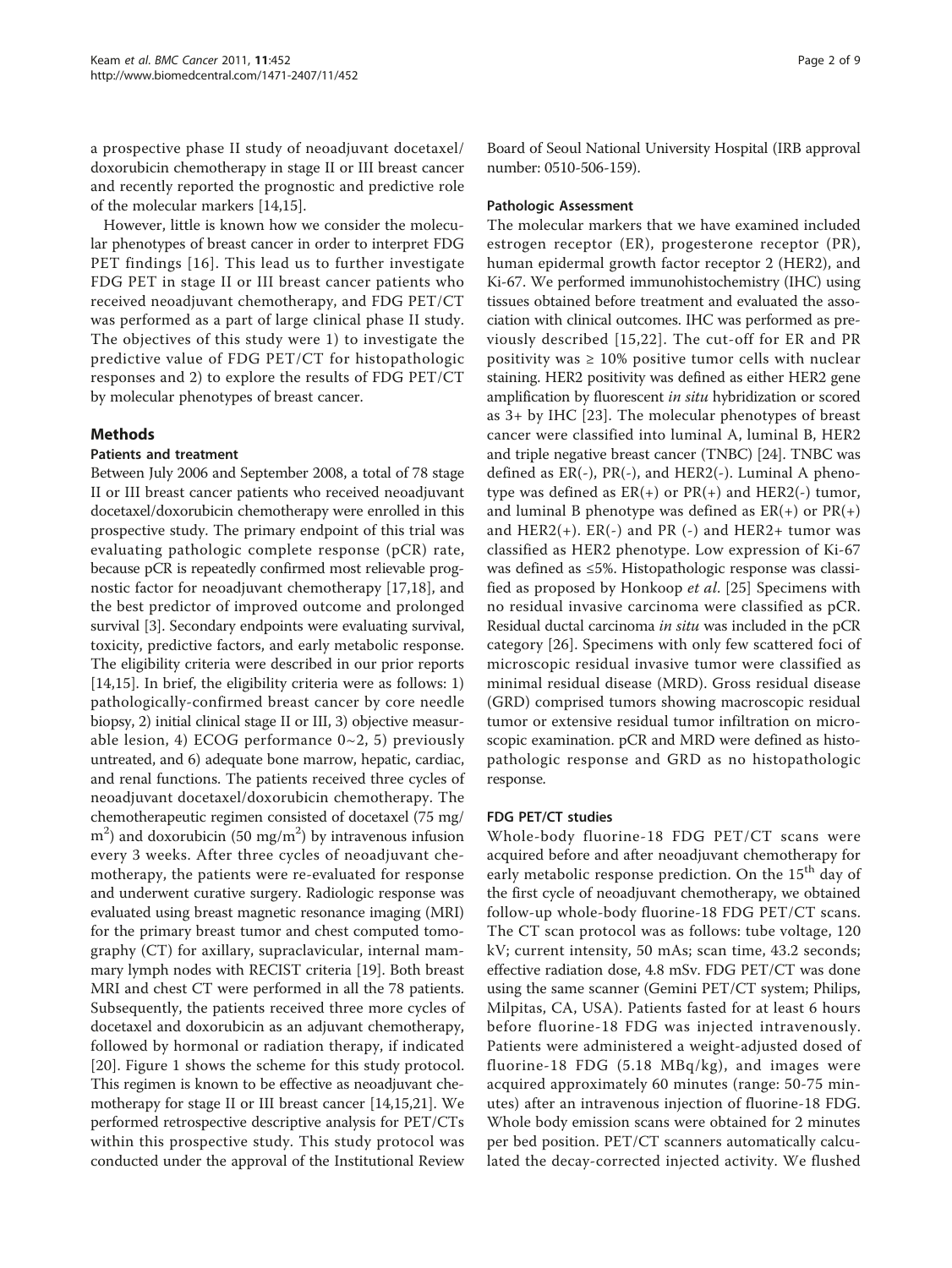a prospective phase II study of neoadjuvant docetaxel/doxorubicin chemotherapy in stage II or III breast cancer and recently reported the prognostic and predictive role of the molecular markers [14,15].

However, little is known how we consider the molecular phenotypes of breast cancer in order to interpret FDG PET findings [16]. This lead us to further investigate FDG PET in stage II or III breast cancer patients who received neoadjuvant chemotherapy, and FDG PET/CT was performed as a part of large clinical phase II study. The objectives of this study were 1) to investigate the predictive value of FDG PET/CT for histopathologic responses and 2) to explore the results of FDG PET/CT by molecular phenotypes of breast cancer.

## Methods

### Patients and treatment

Between July 2006 and September 2008, a total of 78 stage II or III breast cancer patients who received neoadjuvant docetaxel/doxorubicin chemotherapy were enrolled in this prospective study. The primary endpoint of this trial was evaluating pathologic complete response (pCR) rate, because pCR is repeatedly confirmed most relievable prognostic factor for neoadjuvant chemotherapy [17,18], and the best predictor of improved outcome and prolonged survival [3]. Secondary endpoints were evaluating survival, toxicity, predictive factors, and early metabolic response. The eligibility criteria were described in our prior reports [14,15]. In brief, the eligibility criteria were as follows: 1) pathologically-confirmed breast cancer by core needle biopsy, 2) initial clinical stage II or III, 3) objective measurable lesion, 4) ECOG performance 0~2, 5) previously untreated, and 6) adequate bone marrow, hepatic, cardiac, and renal functions. The patients received three cycles of neoadjuvant docetaxel/doxorubicin chemotherapy. The chemotherapeutic regimen consisted of docetaxel (75 mg/m$^2$) and doxorubicin (50 mg/m$^2$) by intravenous infusion every 3 weeks. After three cycles of neoadjuvant chemotherapy, the patients were re-evaluated for response and underwent curative surgery. Radiologic response was evaluated using breast magnetic resonance imaging (MRI) for the primary breast tumor and chest computed tomography (CT) for axillary, supraclavicular, internal mammary lymph nodes with RECIST criteria [19]. Both breast MRI and chest CT were performed in all the 78 patients. Subsequently, the patients received three more cycles of docetaxel and doxorubicin as an adjuvant chemotherapy, followed by hormonal or radiation therapy, if indicated [20]. Figure 1 shows the scheme for this study protocol. This regimen is known to be effective as neoadjuvant chemotherapy for stage II or III breast cancer [14,15,21]. We performed retrospective descriptive analysis for PET/CTs within this prospective study. This study protocol was conducted under the approval of the Institutional Review Board of Seoul National University Hospital (IRB approval number: 0510-506-159).

### Pathologic Assessment

The molecular markers that we have examined included estrogen receptor (ER), progesterone receptor (PR), human epidermal growth factor receptor 2 (HER2), and Ki-67. We performed immunohistochemistry (IHC) using tissues obtained before treatment and evaluated the association with clinical outcomes. IHC was performed as previously described [15,22]. The cut-off for ER and PR positivity was ≥ 10% positive tumor cells with nuclear staining. HER2 positivity was defined as either HER2 gene amplification by fluorescent *in situ* hybridization or scored as 3+ by IHC [23]. The molecular phenotypes of breast cancer were classified into luminal A, luminal B, HER2 and triple negative breast cancer (TNBC) [24]. TNBC was defined as ER(-), PR(-), and HER2(-). Luminal A phenotype was defined as ER(+) or PR(+) and HER2(-) tumor, and luminal B phenotype was defined as ER(+) or PR(+) and HER2(+). ER(-) and PR (-) and HER2+ tumor was classified as HER2 phenotype. Low expression of Ki-67 was defined as ≤5%. Histopathologic response was classified as proposed by Honkoop *et al*. [25] Specimens with no residual invasive carcinoma were classified as pCR. Residual ductal carcinoma *in situ* was included in the pCR category [26]. Specimens with only few scattered foci of microscopic residual invasive tumor were classified as minimal residual disease (MRD). Gross residual disease (GRD) comprised tumors showing macroscopic residual tumor or extensive residual tumor infiltration on microscopic examination. pCR and MRD were defined as histopathologic response and GRD as no histopathologic response.

### FDG PET/CT studies

Whole-body fluorine-18 FDG PET/CT scans were acquired before and after neoadjuvant chemotherapy for early metabolic response prediction. On the 15$^{th}$ day of the first cycle of neoadjuvant chemotherapy, we obtained follow-up whole-body fluorine-18 FDG PET/CT scans. The CT scan protocol was as follows: tube voltage, 120 kV; current intensity, 50 mAs; scan time, 43.2 seconds; effective radiation dose, 4.8 mSv. FDG PET/CT was done using the same scanner (Gemini PET/CT system; Philips, Milpitas, CA, USA). Patients fasted for at least 6 hours before fluorine-18 FDG was injected intravenously. Patients were administered a weight-adjusted dosed of fluorine-18 FDG (5.18 MBq/kg), and images were acquired approximately 60 minutes (range: 50-75 minutes) after an intravenous injection of fluorine-18 FDG. Whole body emission scans were obtained for 2 minutes per bed position. PET/CT scanners automatically calculated the decay-corrected injected activity. We flushed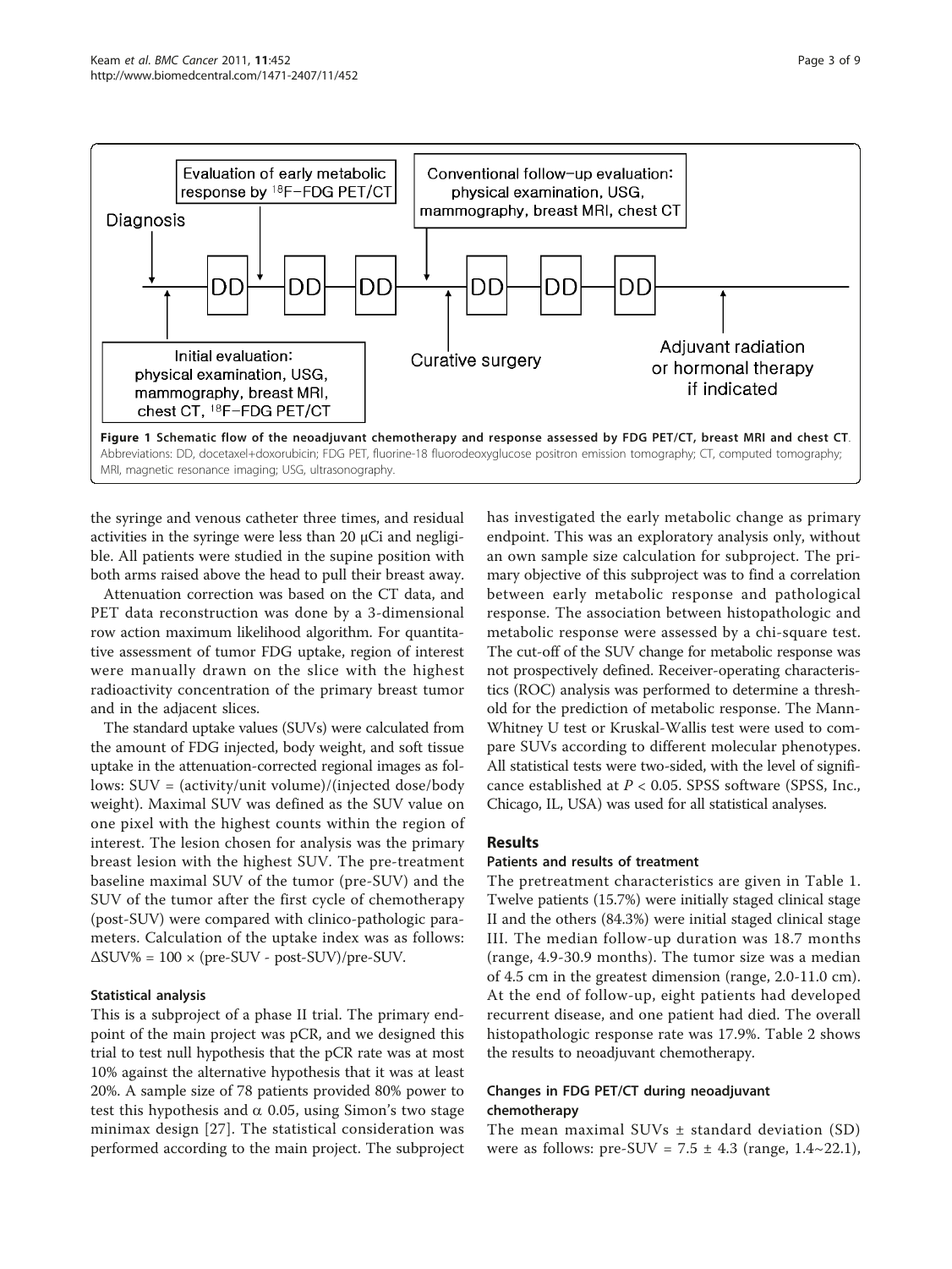**Figure 1 Schematic flow of the neoadjuvant chemotherapy and response assessed by FDG PET/CT, breast MRI and chest CT**. Abbreviations: DD, docetaxel+doxorubicin; FDG PET, fluorine-18 fluorodeoxyglucose positron emission tomography; CT, computed tomography; MRI, magnetic resonance imaging; USG, ultrasonography.

the syringe and venous catheter three times, and residual activities in the syringe were less than 20 μCi and negligible. All patients were studied in the supine position with both arms raised above the head to pull their breast away.

Attenuation correction was based on the CT data, and PET data reconstruction was done by a 3-dimensional row action maximum likelihood algorithm. For quantitative assessment of tumor FDG uptake, region of interest were manually drawn on the slice with the highest radioactivity concentration of the primary breast tumor and in the adjacent slices.

The standard uptake values (SUVs) were calculated from the amount of FDG injected, body weight, and soft tissue uptake in the attenuation-corrected regional images as follows: SUV = (activity/unit volume)/(injected dose/body weight). Maximal SUV was defined as the SUV value on one pixel with the highest counts within the region of interest. The lesion chosen for analysis was the primary breast lesion with the highest SUV. The pre-treatment baseline maximal SUV of the tumor (pre-SUV) and the SUV of the tumor after the first cycle of chemotherapy (post-SUV) were compared with clinico-pathologic parameters. Calculation of the uptake index was as follows: $\Delta$SUV% = 100 × (pre-SUV - post-SUV)/pre-SUV.

### Statistical analysis

This is a subproject of a phase II trial. The primary endpoint of the main project was pCR, and we designed this trial to test null hypothesis that the pCR rate was at most 10% against the alternative hypothesis that it was at least 20%. A sample size of 78 patients provided 80% power to test this hypothesis and $\alpha$ 0.05, using Simon's two stage minimax design [27]. The statistical consideration was performed according to the main project. The subproject has investigated the early metabolic change as primary endpoint. This was an exploratory analysis only, without an own sample size calculation for subproject. The primary objective of this subproject was to find a correlation between early metabolic response and pathological response. The association between histopathologic and metabolic response were assessed by a chi-square test. The cut-off of the SUV change for metabolic response was not prospectively defined. Receiver-operating characteristics (ROC) analysis was performed to determine a threshold for the prediction of metabolic response. The Mann-Whitney U test or Kruskal-Wallis test were used to compare SUVs according to different molecular phenotypes. All statistical tests were two-sided, with the level of significance established at $P < 0.05$. SPSS software (SPSS, Inc., Chicago, IL, USA) was used for all statistical analyses.

## Results

### Patients and results of treatment

The pretreatment characteristics are given in Table 1. Twelve patients (15.7%) were initially staged clinical stage II and the others (84.3%) were initial staged clinical stage III. The median follow-up duration was 18.7 months (range, 4.9-30.9 months). The tumor size was a median of 4.5 cm in the greatest dimension (range, 2.0-11.0 cm). At the end of follow-up, eight patients had developed recurrent disease, and one patient had died. The overall histopathologic response rate was 17.9%. Table 2 shows the results to neoadjuvant chemotherapy.

### Changes in FDG PET/CT during neoadjuvant chemotherapy

The mean maximal SUVs ± standard deviation (SD) were as follows: pre-SUV = 7.5 ± 4.3 (range, 1.4~22.1),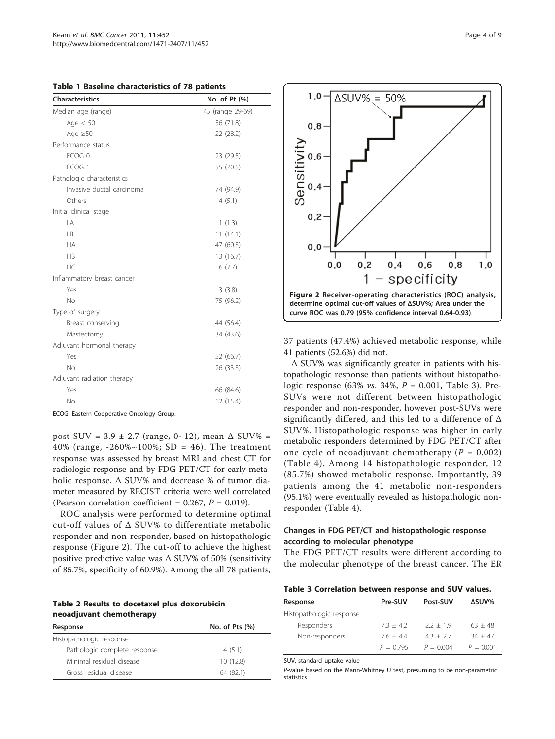**Table 1 Baseline characteristics of 78 patients**

| Characteristics | No. of Pt (%) |
|---|---|
| Median age (range) | 45 (range 29-69) |
| Age < 50 | 56 (71.8) |
| Age ≥50 | 22 (28.2) |
| Performance status | |
| ECOG 0 | 23 (29.5) |
| ECOG 1 | 55 (70.5) |
| Pathologic characteristics | |
| Invasive ductal carcinoma | 74 (94.9) |
| Others | 4 (5.1) |
| Initial clinical stage | |
| IIA | 1 (1.3) |
| IIB | 11 (14.1) |
| IIIA | 47 (60.3) |
| IIIB | 13 (16.7) |
| IIIC | 6 (7.7) |
| Inflammatory breast cancer | |
| Yes | 3 (3.8) |
| No | 75 (96.2) |
| Type of surgery | |
| Breast conserving | 44 (56.4) |
| Mastectomy | 34 (43.6) |
| Adjuvant hormonal therapy | |
| Yes | 52 (66.7) |
| No | 26 (33.3) |
| Adjuvant radiation therapy | |
| Yes | 66 (84.6) |
| No | 12 (15.4) |

ECOG, Eastern Cooperative Oncology Group.

post-SUV = 3.9 ± 2.7 (range, 0~12), mean Δ SUV% = 40% (range, -260%~100%; SD = 46). The treatment response was assessed by breast MRI and chest CT for radiologic response and by FDG PET/CT for early metabolic response. Δ SUV% and decrease % of tumor diameter measured by RECIST criteria were well correlated (Pearson correlation coefficient = 0.267, $P = 0.019$).

ROC analysis were performed to determine optimal cut-off values of Δ SUV% to differentiate metabolic responder and non-responder, based on histopathologic response (Figure 2). The cut-off to achieve the highest positive predictive value was Δ SUV% of 50% (sensitivity of 85.7%, specificity of 60.9%). Among the all 78 patients, 37 patients (47.4%) achieved metabolic response, while 41 patients (52.6%) did not.

**Figure 2 Receiver-operating characteristics (ROC) analysis, determine optimal cut-off values of ΔSUV%; Area under the curve ROC was 0.79 (95% confidence interval 0.64-0.93).**

Δ SUV% was significantly greater in patients with histopathologic response than patients without histopathologic response (63% *vs*. 34%, $P = 0.001$, Table 3). Pre-SUVs were not different between histopathologic responder and non-responder, however post-SUVs were significantly differed, and this led to a difference of Δ SUV%. Histopathologic response was higher in early metabolic responders determined by FDG PET/CT after one cycle of neoadjuvant chemotherapy ($P = 0.002$) (Table 4). Among 14 histopathologic responder, 12 (85.7%) showed metabolic response. Importantly, 39 patients among the 41 metabolic non-responders (95.1%) were eventually revealed as histopathologic non-responder (Table 4).

**Table 2 Results to docetaxel plus doxorubicin neoadjuvant chemotherapy**

| Response | No. of Pts (%) |
|---|---|
| Histopathologic response | |
| Pathologic complete response | 4 (5.1) |
| Minimal residual disease | 10 (12.8) |
| Gross residual disease | 64 (82.1) |

### Changes in FDG PET/CT and histopathologic response according to molecular phenotype

The FDG PET/CT results were different according to the molecular phenotype of the breast cancer. The ER

**Table 3 Correlation between response and SUV values.**

| Response | Pre-SUV | Post-SUV | ΔSUV% |
|---|---|---|---|
| Histopathologic response | | | |
| Responders | 7.3 ± 4.2 | 2.2 ± 1.9 | 63 ± 48 |
| Non-responders | 7.6 ± 4.4 | 4.3 ± 2.7 | 34 ± 47 |
| | $P = 0.795$ | $P = 0.004$ | $P = 0.001$ |

SUV, standard uptake value

*P*-value based on the Mann-Whitney U test, presuming to be non-parametric statistics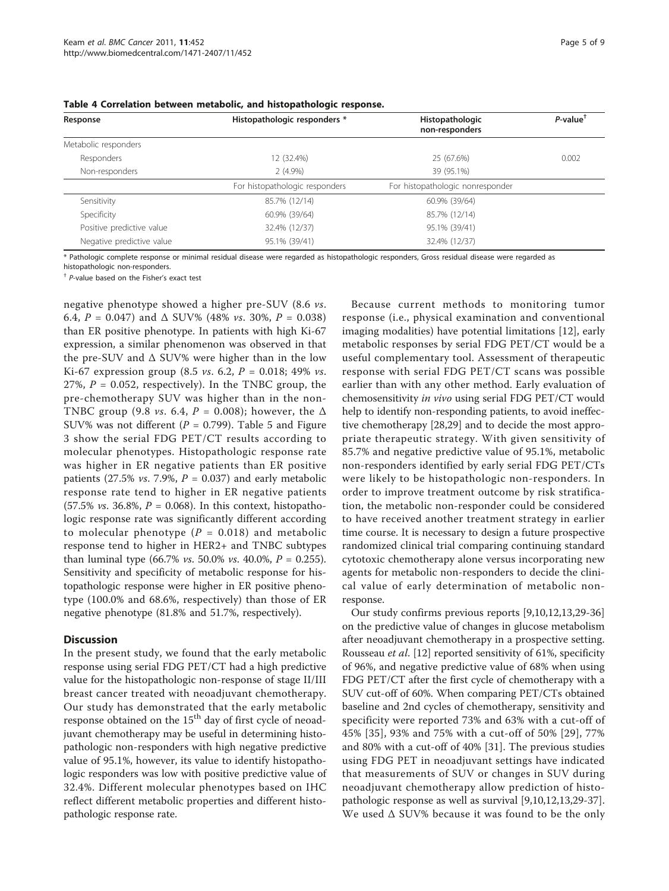**Table 4 Correlation between metabolic, and histopathologic response.**

| Response | Histopathologic responders * | Histopathologic non-responders | $P$-value† |
|---|---|---|---|
| Metabolic responders | | | |
| Responders | 12 (32.4%) | 25 (67.6%) | 0.002 |
| Non-responders | 2 (4.9%) | 39 (95.1%) | |
| | For histopathologic responders | For histopathologic nonresponder | |
| Sensitivity | 85.7% (12/14) | 60.9% (39/64) | |
| Specificity | 60.9% (39/64) | 85.7% (12/14) | |
| Positive predictive value | 32.4% (12/37) | 95.1% (39/41) | |
| Negative predictive value | 95.1% (39/41) | 32.4% (12/37) | |

\* Pathologic complete response or minimal residual disease were regarded as histopathologic responders, Gross residual disease were regarded as histopathologic non-responders.

† $P$-value based on the Fisher's exact test

negative phenotype showed a higher pre-SUV (8.6 *vs.* 6.4, $P = 0.047$) and Δ SUV% (48% *vs.* 30%, $P = 0.038$) than ER positive phenotype. In patients with high Ki-67 expression, a similar phenomenon was observed in that the pre-SUV and Δ SUV% were higher than in the low Ki-67 expression group (8.5 *vs.* 6.2, $P = 0.018$; 49% *vs.* 27%, $P = 0.052$, respectively). In the TNBC group, the pre-chemotherapy SUV was higher than in the non-TNBC group (9.8 *vs.* 6.4, $P = 0.008$); however, the Δ SUV% was not different ($P = 0.799$). Table 5 and Figure 3 show the serial FDG PET/CT results according to molecular phenotypes. Histopathologic response rate was higher in ER negative patients than ER positive patients (27.5% *vs.* 7.9%, $P = 0.037$) and early metabolic response rate tend to higher in ER negative patients (57.5% *vs.* 36.8%, $P = 0.068$). In this context, histopathologic response rate was significantly different according to molecular phenotype ($P = 0.018$) and metabolic response tend to higher in HER2+ and TNBC subtypes than luminal type (66.7% *vs.* 50.0% *vs.* 40.0%, $P = 0.255$). Sensitivity and specificity of metabolic response for histopathologic response were higher in ER positive phenotype (100.0% and 68.6%, respectively) than those of ER negative phenotype (81.8% and 51.7%, respectively).

## Discussion

In the present study, we found that the early metabolic response using serial FDG PET/CT had a high predictive value for the histopathologic non-response of stage II/III breast cancer treated with neoadjuvant chemotherapy. Our study has demonstrated that the early metabolic response obtained on the 15th day of first cycle of neoadjuvant chemotherapy may be useful in determining histopathologic non-responders with high negative predictive value of 95.1%, however, its value to identify histopathologic responders was low with positive predictive value of 32.4%. Different molecular phenotypes based on IHC reflect different metabolic properties and different histopathologic response rate.

Because current methods to monitoring tumor response (i.e., physical examination and conventional imaging modalities) have potential limitations [12], early metabolic responses by serial FDG PET/CT would be a useful complementary tool. Assessment of therapeutic response with serial FDG PET/CT scans was possible earlier than with any other method. Early evaluation of chemosensitivity *in vivo* using serial FDG PET/CT would help to identify non-responding patients, to avoid ineffective chemotherapy [28,29] and to decide the most appropriate therapeutic strategy. With given sensitivity of 85.7% and negative predictive value of 95.1%, metabolic non-responders identified by early serial FDG PET/CTs were likely to be histopathologic non-responders. In order to improve treatment outcome by risk stratification, the metabolic non-responder could be considered to have received another treatment strategy in earlier time course. It is necessary to design a future prospective randomized clinical trial comparing continuing standard cytotoxic chemotherapy alone versus incorporating new agents for metabolic non-responders to decide the clinical value of early determination of metabolic non-response.

Our study confirms previous reports [9,10,12,13,29-36] on the predictive value of changes in glucose metabolism after neoadjuvant chemotherapy in a prospective setting. Rousseau *et al.* [12] reported sensitivity of 61%, specificity of 96%, and negative predictive value of 68% when using FDG PET/CT after the first cycle of chemotherapy with a SUV cut-off of 60%. When comparing PET/CTs obtained baseline and 2nd cycles of chemotherapy, sensitivity and specificity were reported 73% and 63% with a cut-off of 45% [35], 93% and 75% with a cut-off of 50% [29], 77% and 80% with a cut-off of 40% [31]. The previous studies using FDG PET in neoadjuvant settings have indicated that measurements of SUV or changes in SUV during neoadjuvant chemotherapy allow prediction of histopathologic response as well as survival [9,10,12,13,29-37]. We used Δ SUV% because it was found to be the only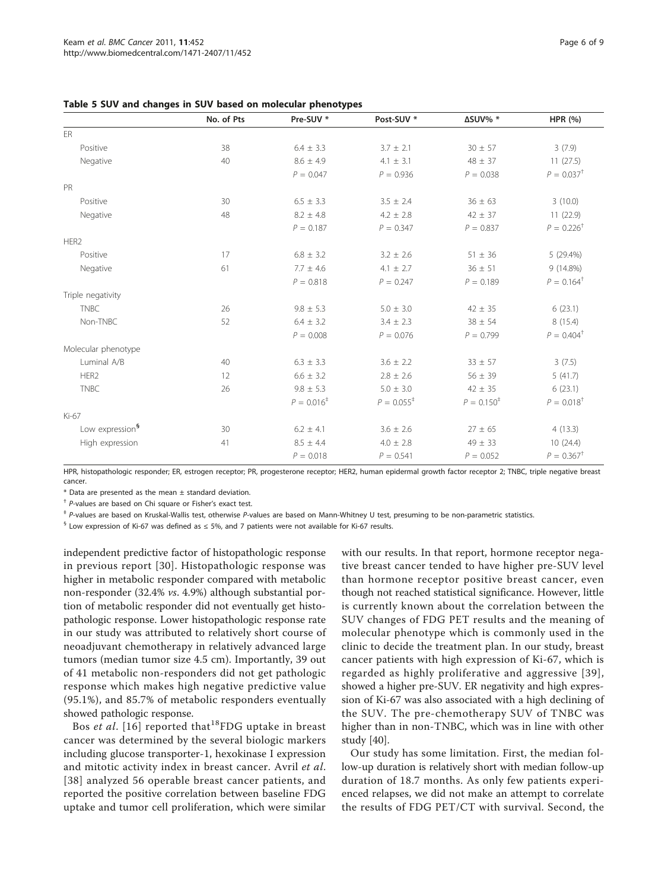**Table 5 SUV and changes in SUV based on molecular phenotypes**

| | No. of Pts | Pre-SUV * | Post-SUV * | ΔSUV% * | HPR (%) |
|---|---|---|---|---|---|
| ER | | | | | |
| Positive | 38 | 6.4 ± 3.3 | 3.7 ± 2.1 | 30 ± 57 | 3 (7.9) |
| Negative | 40 | 8.6 ± 4.9 | 4.1 ± 3.1 | 48 ± 37 | 11 (27.5) |
| | | $P = 0.047$ | $P = 0.936$ | $P = 0.038$ | $P = 0.037^{\dagger}$ |
| PR | | | | | |
| Positive | 30 | 6.5 ± 3.3 | 3.5 ± 2.4 | 36 ± 63 | 3 (10.0) |
| Negative | 48 | 8.2 ± 4.8 | 4.2 ± 2.8 | 42 ± 37 | 11 (22.9) |
| | | $P = 0.187$ | $P = 0.347$ | $P = 0.837$ | $P = 0.226^{\dagger}$ |
| HER2 | | | | | |
| Positive | 17 | 6.8 ± 3.2 | 3.2 ± 2.6 | 51 ± 36 | 5 (29.4%) |
| Negative | 61 | 7.7 ± 4.6 | 4.1 ± 2.7 | 36 ± 51 | 9 (14.8%) |
| | | $P = 0.818$ | $P = 0.247$ | $P = 0.189$ | $P = 0.164^{\dagger}$ |
| Triple negativity | | | | | |
| TNBC | 26 | 9.8 ± 5.3 | 5.0 ± 3.0 | 42 ± 35 | 6 (23.1) |
| Non-TNBC | 52 | 6.4 ± 3.2 | 3.4 ± 2.3 | 38 ± 54 | 8 (15.4) |
| | | $P = 0.008$ | $P = 0.076$ | $P = 0.799$ | $P = 0.404^{\dagger}$ |
| Molecular phenotype | | | | | |
| Luminal A/B | 40 | 6.3 ± 3.3 | 3.6 ± 2.2 | 33 ± 57 | 3 (7.5) |
| HER2 | 12 | 6.6 ± 3.2 | 2.8 ± 2.6 | 56 ± 39 | 5 (41.7) |
| TNBC | 26 | 9.8 ± 5.3 | 5.0 ± 3.0 | 42 ± 35 | 6 (23.1) |
| | | $P = 0.016^{\ddagger}$ | $P = 0.055^{\ddagger}$ | $P = 0.150^{\ddagger}$ | $P = 0.018^{\dagger}$ |
| Ki-67 | | | | | |
| Low expression[§] | 30 | 6.2 ± 4.1 | 3.6 ± 2.6 | 27 ± 65 | 4 (13.3) |
| High expression | 41 | 8.5 ± 4.4 | 4.0 ± 2.8 | 49 ± 33 | 10 (24.4) |
| | | $P = 0.018$ | $P = 0.541$ | $P = 0.052$ | $P = 0.367^{\dagger}$ |

HPR, histopathologic responder; ER, estrogen receptor; PR, progesterone receptor; HER2, human epidermal growth factor receptor 2; TNBC, triple negative breast cancer.

\* Data are presented as the mean ± standard deviation.

† *P*-values are based on Chi square or Fisher's exact test.

‡ *P*-values are based on Kruskal-Wallis test, otherwise *P*-values are based on Mann-Whitney U test, presuming to be non-parametric statistics.

§ Low expression of Ki-67 was defined as ≤ 5%, and 7 patients were not available for Ki-67 results.

independent predictive factor of histopathologic response in previous report [30]. Histopathologic response was higher in metabolic responder compared with metabolic non-responder (32.4% *vs.* 4.9%) although substantial portion of metabolic responder did not eventually get histopathologic response. Lower histopathologic response rate in our study was attributed to relatively short course of neoadjuvant chemotherapy in relatively advanced large tumors (median tumor size 4.5 cm). Importantly, 39 out of 41 metabolic non-responders did not get pathologic response which makes high negative predictive value (95.1%), and 85.7% of metabolic responders eventually showed pathologic response.

Bos *et al*. [16] reported that $^{18}$FDG uptake in breast cancer was determined by the several biologic markers including glucose transporter-1, hexokinase I expression and mitotic activity index in breast cancer. Avril *et al*. [38] analyzed 56 operable breast cancer patients, and reported the positive correlation between baseline FDG uptake and tumor cell proliferation, which were similar with our results. In that report, hormone receptor negative breast cancer tended to have higher pre-SUV level than hormone receptor positive breast cancer, even though not reached statistical significance. However, little is currently known about the correlation between the SUV changes of FDG PET results and the meaning of molecular phenotype which is commonly used in the clinic to decide the treatment plan. In our study, breast cancer patients with high expression of Ki-67, which is regarded as highly proliferative and aggressive [39], showed a higher pre-SUV. ER negativity and high expression of Ki-67 was also associated with a high declining of the SUV. The pre-chemotherapy SUV of TNBC was higher than in non-TNBC, which was in line with other study [40].

Our study has some limitation. First, the median follow-up duration is relatively short with median follow-up duration of 18.7 months. As only few patients experienced relapses, we did not make an attempt to correlate the results of FDG PET/CT with survival. Second, the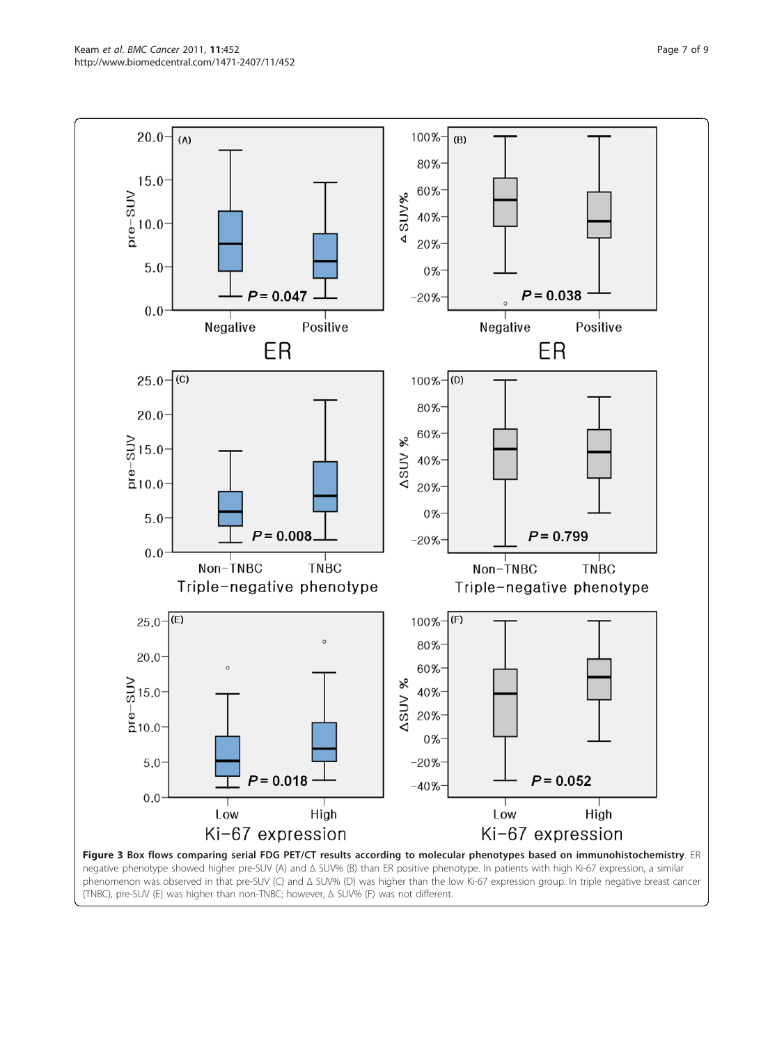**Figure 3 Box flows comparing serial FDG PET/CT results according to molecular phenotypes based on immunohistochemistry**. ER negative phenotype showed higher pre-SUV (A) and Δ SUV% (B) than ER positive phenotype. In patients with high Ki-67 expression, a similar phenomenon was observed in that pre-SUV (C) and Δ SUV% (D) was higher than the low Ki-67 expression group. In triple negative breast cancer (TNBC), pre-SUV (E) was higher than non-TNBC; however, Δ SUV% (F) was not different.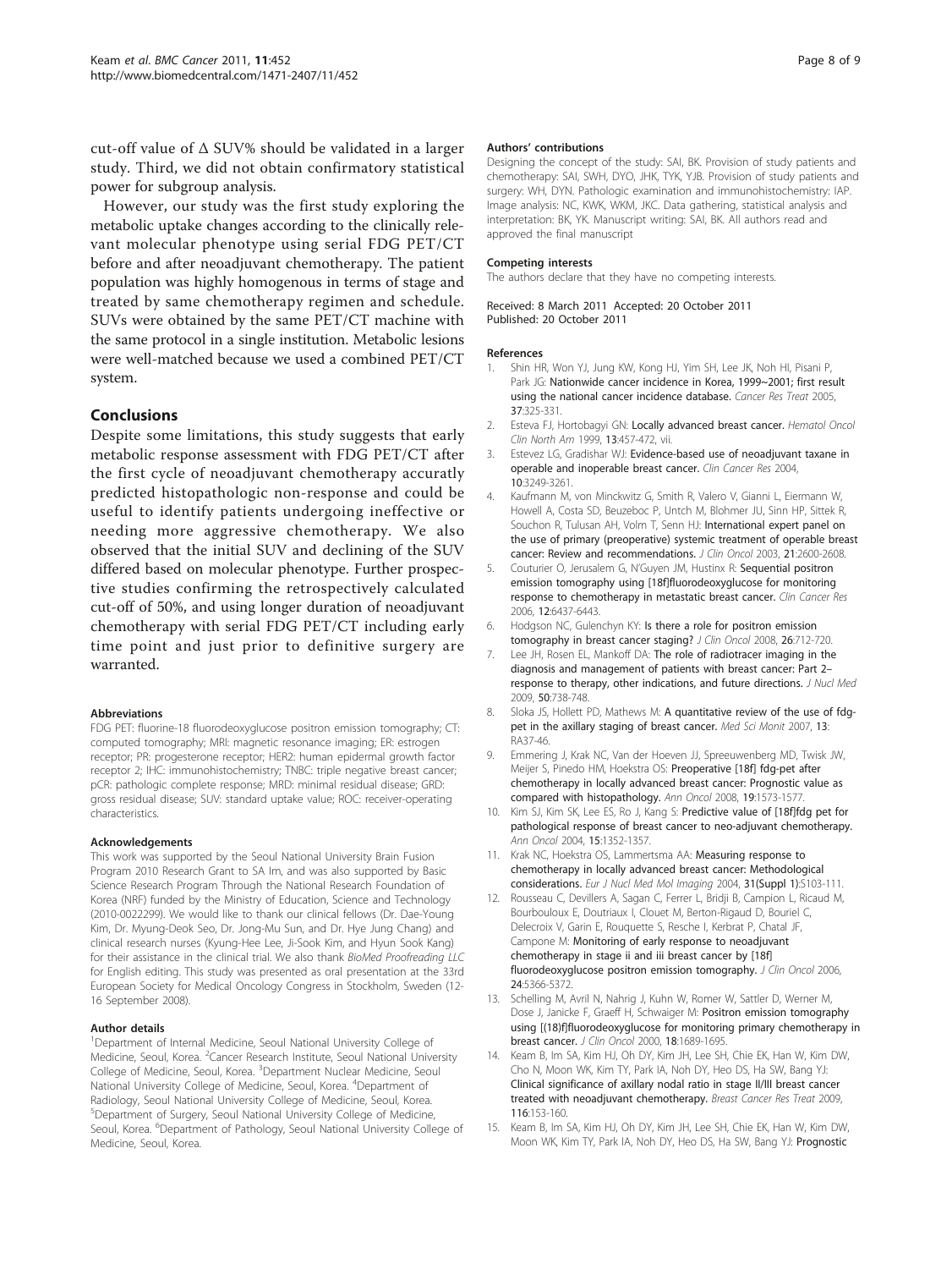cut-off value of Δ SUV% should be validated in a larger study. Third, we did not obtain confirmatory statistical power for subgroup analysis.

However, our study was the first study exploring the metabolic uptake changes according to the clinically relevant molecular phenotype using serial FDG PET/CT before and after neoadjuvant chemotherapy. The patient population was highly homogenous in terms of stage and treated by same chemotherapy regimen and schedule. SUVs were obtained by the same PET/CT machine with the same protocol in a single institution. Metabolic lesions were well-matched because we used a combined PET/CT system.

## Conclusions

Despite some limitations, this study suggests that early metabolic response assessment with FDG PET/CT after the first cycle of neoadjuvant chemotherapy accuratly predicted histopathologic non-response and could be useful to identify patients undergoing ineffective or needing more aggressive chemotherapy. We also observed that the initial SUV and declining of the SUV differed based on molecular phenotype. Further prospective studies confirming the retrospectively calculated cut-off of 50%, and using longer duration of neoadjuvant chemotherapy with serial FDG PET/CT including early time point and just prior to definitive surgery are warranted.

#### Abbreviations

FDG PET: fluorine-18 fluorodeoxyglucose positron emission tomography; CT: computed tomography; MRI: magnetic resonance imaging; ER: estrogen receptor; PR: progesterone receptor; HER2: human epidermal growth factor receptor 2; IHC: immunohistochemistry; TNBC: triple negative breast cancer; pCR: pathologic complete response; MRD: minimal residual disease; GRD: gross residual disease; SUV: standard uptake value; ROC: receiver-operating characteristics.

#### Acknowledgements

This work was supported by the Seoul National University Brain Fusion Program 2010 Research Grant to SA Im, and was also supported by Basic Science Research Program Through the National Research Foundation of Korea (NRF) funded by the Ministry of Education, Science and Technology (2010-0022299). We would like to thank our clinical fellows (Dr. Dae-Young Kim, Dr. Myung-Deok Seo, Dr. Jong-Mu Sun, and Dr. Hye Jung Chang) and clinical research nurses (Kyung-Hee Lee, Ji-Sook Kim, and Hyun Sook Kang) for their assistance in the clinical trial. We also thank *BioMed Proofreading LLC* for English editing. This study was presented as oral presentation at the 33rd European Society for Medical Oncology Congress in Stockholm, Sweden (12-16 September 2008).

#### Author details

[1]Department of Internal Medicine, Seoul National University College of Medicine, Seoul, Korea. [2]Cancer Research Institute, Seoul National University College of Medicine, Seoul, Korea. [3]Department Nuclear Medicine, Seoul National University College of Medicine, Seoul, Korea. [4]Department of Radiology, Seoul National University College of Medicine, Seoul, Korea. [5]Department of Surgery, Seoul National University College of Medicine, Seoul, Korea. [6]Department of Pathology, Seoul National University College of Medicine, Seoul, Korea.

#### Authors' contributions

Designing the concept of the study: SAI, BK. Provision of study patients and chemotherapy: SAI, SWH, DYO, JHK, TYK, YJB. Provision of study patients and surgery: WH, DYN. Pathologic examination and immunohistochemistry: IAP. Image analysis: NC, KWK, WKM, JKC. Data gathering, statistical analysis and interpretation: BK, YK. Manuscript writing: SAI, BK. All authors read and approved the final manuscript

#### Competing interests

The authors declare that they have no competing interests.

Received: 8 March 2011 Accepted: 20 October 2011
Published: 20 October 2011

#### References

1. Shin HR, Won YJ, Jung KW, Kong HJ, Yim SH, Lee JK, Noh HI, Pisani P, Park JG: **Nationwide cancer incidence in Korea, 1999~2001; first result using the national cancer incidence database.** *Cancer Res Treat* 2005, **37**:325-331.
2. Esteva FJ, Hortobagyi GN: **Locally advanced breast cancer.** *Hematol Oncol Clin North Am* 1999, **13**:457-472, vii.
3. Estevez LG, Gradishar WJ: **Evidence-based use of neoadjuvant taxane in operable and inoperable breast cancer.** *Clin Cancer Res* 2004, **10**:3249-3261.
4. Kaufmann M, von Minckwitz G, Smith R, Valero V, Gianni L, Eiermann W, Howell A, Costa SD, Beuzeboc P, Untch M, Blohmer JU, Sinn HP, Sittek R, Souchon R, Tulusan AH, Volm T, Senn HJ: **International expert panel on the use of primary (preoperative) systemic treatment of operable breast cancer: Review and recommendations.** *J Clin Oncol* 2003, **21**:2600-2608.
5. Couturier O, Jerusalem G, N'Guyen JM, Hustinx R: **Sequential positron emission tomography using [18f]fluorodeoxyglucose for monitoring response to chemotherapy in metastatic breast cancer.** *Clin Cancer Res* 2006, **12**:6437-6443.
6. Hodgson NC, Gulenchyn KY: **Is there a role for positron emission tomography in breast cancer staging?** *J Clin Oncol* 2008, **26**:712-720.
7. Lee JH, Rosen EL, Mankoff DA: **The role of radiotracer imaging in the diagnosis and management of patients with breast cancer: Part 2–response to therapy, other indications, and future directions.** *J Nucl Med* 2009, **50**:738-748.
8. Sloka JS, Hollett PD, Mathews M: **A quantitative review of the use of fdg-pet in the axillary staging of breast cancer.** *Med Sci Monit* 2007, **13**: RA37-46.
9. Emmering J, Krak NC, Van der Hoeven JJ, Spreeuwenberg MD, Twisk JW, Meijer S, Pinedo HM, Hoekstra OS: **Preoperative [18f] fdg-pet after chemotherapy in locally advanced breast cancer: Prognostic value as compared with histopathology.** *Ann Oncol* 2008, **19**:1573-1577.
10. Kim SJ, Kim SK, Lee ES, Ro J, Kang S: **Predictive value of [18f]fdg pet for pathological response of breast cancer to neo-adjuvant chemotherapy.** *Ann Oncol* 2004, **15**:1352-1357.
11. Krak NC, Hoekstra OS, Lammertsma AA: **Measuring response to chemotherapy in locally advanced breast cancer: Methodological considerations.** *Eur J Nucl Med Mol Imaging* 2004, **31(Suppl 1)**:S103-111.
12. Rousseau C, Devillers A, Sagan C, Ferrer L, Bridji B, Campion L, Ricaud M, Bourbouloux E, Doutriaux I, Clouet M, Berton-Rigaud D, Bouriel C, Delecroix V, Garin E, Rouquette S, Resche I, Kerbrat P, Chatal JF, Campone M: **Monitoring of early response to neoadjuvant chemotherapy in stage ii and iii breast cancer by [18f] fluorodeoxyglucose positron emission tomography.** *J Clin Oncol* 2006, **24**:5366-5372.
13. Schelling M, Avril N, Nahrig J, Kuhn W, Romer W, Sattler D, Werner M, Dose J, Janicke F, Graeff H, Schwaiger M: **Positron emission tomography using [(18)f]fluorodeoxyglucose for monitoring primary chemotherapy in breast cancer.** *J Clin Oncol* 2000, **18**:1689-1695.
14. Keam B, Im SA, Kim HJ, Oh DY, Kim JH, Lee SH, Chie EK, Han W, Kim DW, Cho N, Moon WK, Kim TY, Park IA, Noh DY, Heo DS, Ha SW, Bang YJ: **Clinical significance of axillary nodal ratio in stage II/III breast cancer treated with neoadjuvant chemotherapy.** *Breast Cancer Res Treat* 2009, **116**:153-160.
15. Keam B, Im SA, Kim HJ, Oh DY, Kim JH, Lee SH, Chie EK, Han W, Kim DW, Moon WK, Kim TY, Park IA, Noh DY, Heo DS, Ha SW, Bang YJ: **Prognostic**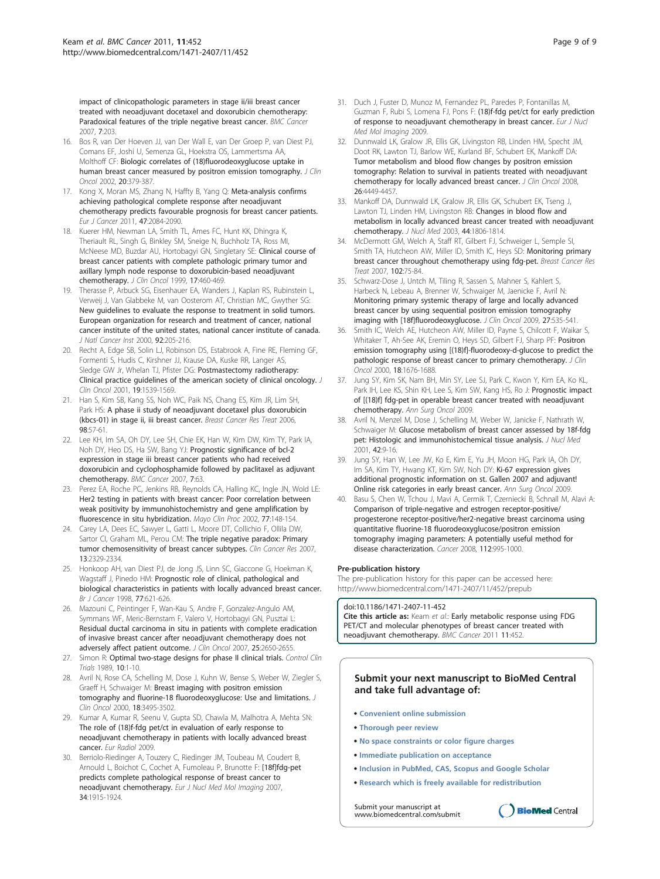impact of clinicopathologic parameters in stage ii/iii breast cancer treated with neoadjuvant docetaxel and doxorubicin chemotherapy: Paradoxical features of the triple negative breast cancer. *BMC Cancer* 2007, 7:203.

16. Bos R, van Der Hoeven JJ, van Der Wall E, van Der Groep P, van Diest PJ, Comans EF, Joshi U, Semenza GL, Hoekstra OS, Lammertsma AA, Molthoff CF: **Biologic correlates of (18)fluorodeoxyglucose uptake in human breast cancer measured by positron emission tomography.** *J Clin Oncol* 2002, **20**:379-387.
17. Kong X, Moran MS, Zhang N, Haffty B, Yang Q: **Meta-analysis confirms achieving pathological complete response after neoadjuvant chemotherapy predicts favourable prognosis for breast cancer patients.** *Eur J Cancer* 2011, **47**:2084-2090.
18. Kuerer HM, Newman LA, Smith TL, Ames FC, Hunt KK, Dhingra K, Theriault RL, Singh G, Binkley SM, Sneige N, Buchholz TA, Ross MI, McNeese MD, Buzdar AU, Hortobagyi GN, Singletary SE: **Clinical course of breast cancer patients with complete pathologic primary tumor and axillary lymph node response to doxorubicin-based neoadjuvant chemotherapy.** *J Clin Oncol* 1999, **17**:460-469.
19. Therasse P, Arbuck SG, Eisenhauer EA, Wanders J, Kaplan RS, Rubinstein L, Verweij J, Van Glabbeke M, van Oosterom AT, Christian MC, Gwyther SG: **New guidelines to evaluate the response to treatment in solid tumors. European organization for research and treatment of cancer, national cancer institute of the united states, national cancer institute of canada.** *J Natl Cancer Inst* 2000, **92**:205-216.
20. Recht A, Edge SB, Solin LJ, Robinson DS, Estabrook A, Fine RE, Fleming GF, Formenti S, Hudis C, Kirshner JJ, Krause DA, Kuske RR, Langer AS, Sledge GW Jr, Whelan TJ, Pfister DG: **Postmastectomy radiotherapy: Clinical practice guidelines of the american society of clinical oncology.** *J Clin Oncol* 2001, **19**:1539-1569.
21. Han S, Kim SB, Kang SS, Noh WC, Paik NS, Chang ES, Kim JR, Lim SH, Park HS: **A phase ii study of neoadjuvant docetaxel plus doxorubicin (kbcs-01) in stage ii, iii breast cancer.** *Breast Cancer Res Treat* 2006, **98**:57-61.
22. Lee KH, Im SA, Oh DY, Lee SH, Chie EK, Han W, Kim DW, Kim TY, Park IA, Noh DY, Heo DS, Ha SW, Bang YJ: **Prognostic significance of bcl-2 expression in stage iii breast cancer patients who had received doxorubicin and cyclophosphamide followed by paclitaxel as adjuvant chemotherapy.** *BMC Cancer* 2007, **7**:63.
23. Perez EA, Roche PC, Jenkins RB, Reynolds CA, Halling KC, Ingle JN, Wold LE: **Her2 testing in patients with breast cancer: Poor correlation between weak positivity by immunohistochemistry and gene amplification by fluorescence in situ hybridization.** *Mayo Clin Proc* 2002, **77**:148-154.
24. Carey LA, Dees EC, Sawyer L, Gatti L, Moore DT, Collichio F, Ollila DW, Sartor CI, Graham ML, Perou CM: **The triple negative paradox: Primary tumor chemosensitivity of breast cancer subtypes.** *Clin Cancer Res* 2007, **13**:2329-2334.
25. Honkoop AH, van Diest PJ, de Jong JS, Linn SC, Giaccone G, Hoekman K, Wagstaff J, Pinedo HM: **Prognostic role of clinical, pathological and biological characteristics in patients with locally advanced breast cancer.** *Br J Cancer* 1998, **77**:621-626.
26. Mazouni C, Peintinger F, Wan-Kau S, Andre F, Gonzalez-Angulo AM, Symmans WF, Meric-Bernstam F, Valero V, Hortobagyi GN, Pusztai L: **Residual ductal carcinoma in situ in patients with complete eradication of invasive breast cancer after neoadjuvant chemotherapy does not adversely affect patient outcome.** *J Clin Oncol* 2007, **25**:2650-2655.
27. Simon R: **Optimal two-stage designs for phase II clinical trials.** *Control Clin Trials* 1989, **10**:1-10.
28. Avril N, Rose CA, Schelling M, Dose J, Kuhn W, Bense S, Weber W, Ziegler S, Graeff H, Schwaiger M: **Breast imaging with positron emission tomography and fluorine-18 fluorodeoxyglucose: Use and limitations.** *J Clin Oncol* 2000, **18**:3495-3502.
29. Kumar A, Kumar R, Seenu V, Gupta SD, Chawla M, Malhotra A, Mehta SN: **The role of (18)f-fdg pet/ct in evaluation of early response to neoadjuvant chemotherapy in patients with locally advanced breast cancer.** *Eur Radiol* 2009.
30. Berriolo-Riedinger A, Touzery C, Riedinger JM, Toubeau M, Coudert B, Arnould L, Boichot C, Cochet A, Fumoleau P, Brunotte F: **[18f]fdg-pet predicts complete pathological response of breast cancer to neoadjuvant chemotherapy.** *Eur J Nucl Med Mol Imaging* 2007, **34**:1915-1924.
31. Duch J, Fuster D, Munoz M, Fernandez PL, Paredes P, Fontanillas M, Guzman F, Rubi S, Lomena FJ, Pons F: **(18)f-fdg pet/ct for early prediction of response to neoadjuvant chemotherapy in breast cancer.** *Eur J Nucl Med Mol Imaging* 2009.
32. Dunnwald LK, Gralow JR, Ellis GK, Livingston RB, Linden HM, Specht JM, Doot RK, Lawton TJ, Barlow WE, Kurland BF, Schubert EK, Mankoff DA: **Tumor metabolism and blood flow changes by positron emission tomography: Relation to survival in patients treated with neoadjuvant chemotherapy for locally advanced breast cancer.** *J Clin Oncol* 2008, **26**:4449-4457.
33. Mankoff DA, Dunnwald LK, Gralow JR, Ellis GK, Schubert EK, Tseng J, Lawton TJ, Linden HM, Livingston RB: **Changes in blood flow and metabolism in locally advanced breast cancer treated with neoadjuvant chemotherapy.** *J Nucl Med* 2003, **44**:1806-1814.
34. McDermott GM, Welch A, Staff RT, Gilbert FJ, Schweiger L, Semple SI, Smith TA, Hutcheon AW, Miller ID, Smith IC, Heys SD: **Monitoring primary breast cancer throughout chemotherapy using fdg-pet.** *Breast Cancer Res Treat* 2007, **102**:75-84.
35. Schwarz-Dose J, Untch M, Tiling R, Sassen S, Mahner S, Kahlert S, Harbeck N, Lebeau A, Brenner W, Schwaiger M, Jaenicke F, Avril N: **Monitoring primary systemic therapy of large and locally advanced breast cancer by using sequential positron emission tomography imaging with [18f]fluorodeoxyglucose.** *J Clin Oncol* 2009, **27**:535-541.
36. Smith IC, Welch AE, Hutcheon AW, Miller ID, Payne S, Chilcott F, Waikar S, Whitaker T, Ah-See AK, Eremin O, Heys SD, Gilbert FJ, Sharp PF: **Positron emission tomography using [(18)f]-fluorodeoxy-d-glucose to predict the pathologic response of breast cancer to primary chemotherapy.** *J Clin Oncol* 2000, **18**:1676-1688.
37. Jung SY, Kim SK, Nam BH, Min SY, Lee SJ, Park C, Kwon Y, Kim EA, Ko KL, Park IH, Lee KS, Shin KH, Lee S, Kim SW, Kang HS, Ro J: **Prognostic impact of [(18)f] fdg-pet in operable breast cancer treated with neoadjuvant chemotherapy.** *Ann Surg Oncol* 2009.
38. Avril N, Menzel M, Dose J, Schelling M, Weber W, Janicke F, Nathrath W, Schwaiger M: **Glucose metabolism of breast cancer assessed by 18f-fdg pet: Histologic and immunohistochemical tissue analysis.** *J Nucl Med* 2001, **42**:9-16.
39. Jung SY, Han W, Lee JW, Ko E, Kim E, Yu JH, Moon HG, Park IA, Oh DY, Im SA, Kim TY, Hwang KT, Kim SW, Noh DY: **Ki-67 expression gives additional prognostic information on st. Gallen 2007 and adjuvant! Online risk categories in early breast cancer.** *Ann Surg Oncol* 2009.
40. Basu S, Chen W, Tchou J, Mavi A, Cermik T, Czerniecki B, Schnall M, Alavi A: **Comparison of triple-negative and estrogen receptor-positive/progesterone receptor-positive/her2-negative breast carcinoma using quantitative fluorine-18 fluorodeoxyglucose/positron emission tomography imaging parameters: A potentially useful method for disease characterization.** *Cancer* 2008, **112**:995-1000.

## Pre-publication history

The pre-publication history for this paper can be accessed here: http://www.biomedcentral.com/1471-2407/11/452/prepub

doi:10.1186/1471-2407-11-452
**Cite this article as:** Keam *et al.*: Early metabolic response using FDG PET/CT and molecular phenotypes of breast cancer treated with neoadjuvant chemotherapy. *BMC Cancer* 2011 **11**:452.

**Submit your next manuscript to BioMed Central and take full advantage of:**

- Convenient online submission
- Thorough peer review
- No space constraints or color figure charges
- Immediate publication on acceptance
- Inclusion in PubMed, CAS, Scopus and Google Scholar
- Research which is freely available for redistribution

Submit your manuscript at www.biomedcentral.com/submit

BioMed Central